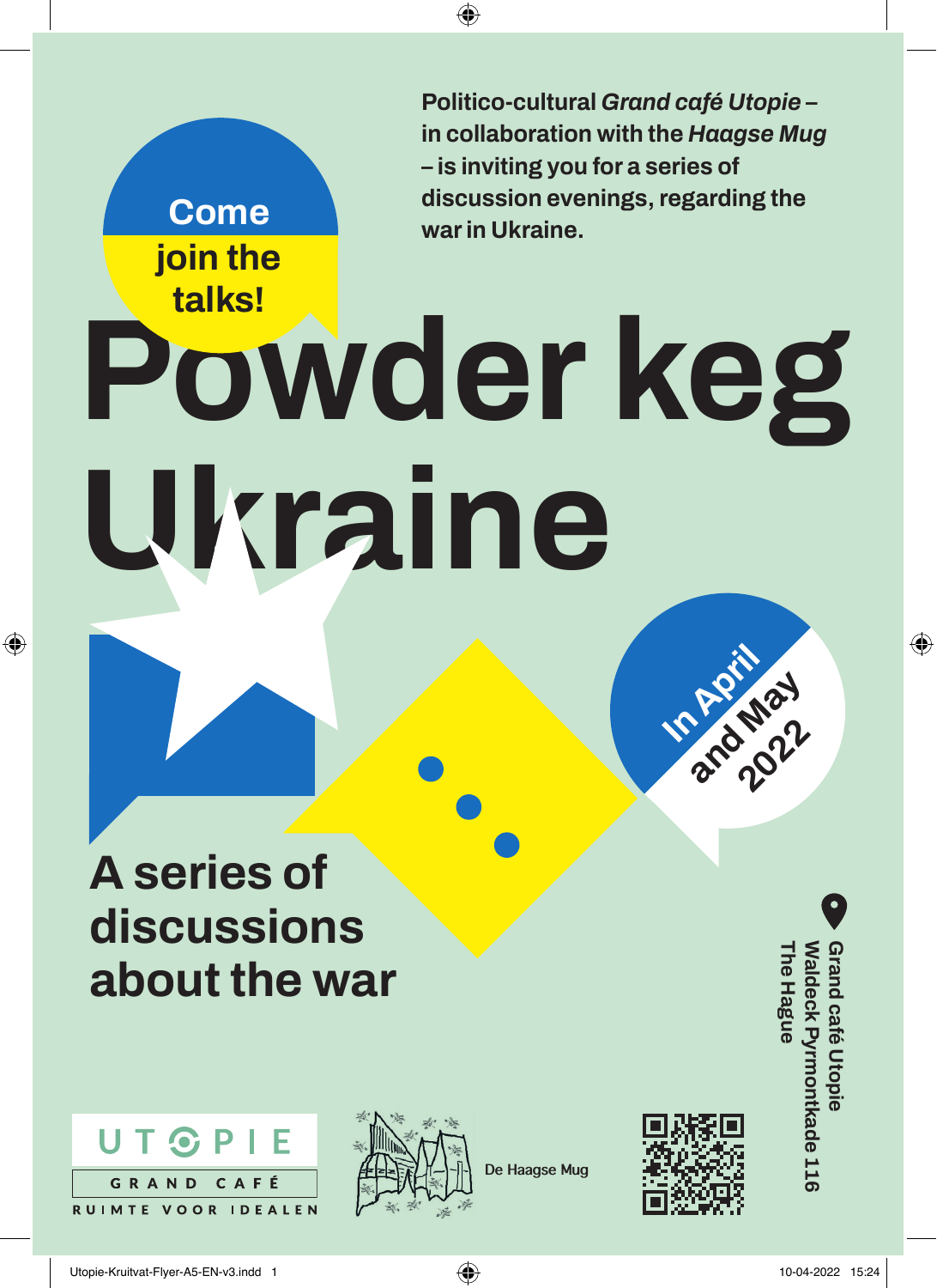Come join the talks!

**Politico-cultural *Grand café Utopie* – in collaboration with the *Haagse Mug* – is inviting you for a series of discussion evenings, regarding the war in Ukraine.**

# Powder keg Ukraine

In April and May 2022

## A series of discussions about the war

**Grand café Utopie**
**Waldeck Pyrmontkade 116**
**The Hague**

UTOPIE GRAND CAFÉ RUIMTE VOOR IDEALEN

De Haagse Mug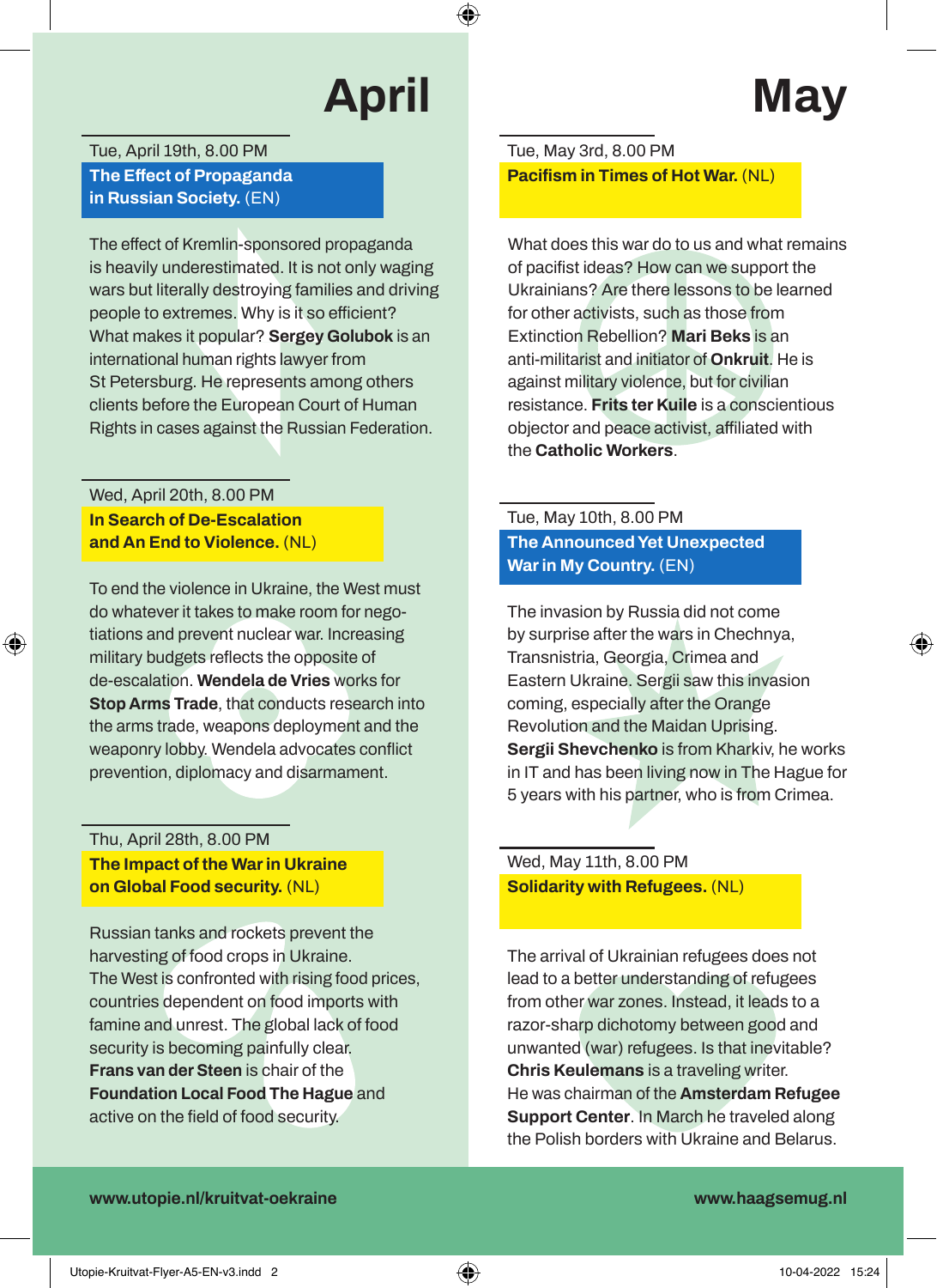# April

Tue, April 19th, 8.00 PM

**The Effect of Propaganda in Russian Society.** (EN)

The effect of Kremlin-sponsored propaganda is heavily underestimated. It is not only waging wars but literally destroying families and driving people to extremes. Why is it so efficient? What makes it popular? **Sergey Golubok** is an international human rights lawyer from St Petersburg. He represents among others clients before the European Court of Human Rights in cases against the Russian Federation.

Wed, April 20th, 8.00 PM

**In Search of De-Escalation and An End to Violence.** (NL)

To end the violence in Ukraine, the West must do whatever it takes to make room for nego­tiations and prevent nuclear war. Increasing military budgets reflects the opposite of de-escalation. **Wendela de Vries** works for **Stop Arms Trade**, that conducts research into the arms trade, weapons deployment and the weaponry lobby. Wendela advocates conflict prevention, diplomacy and disarmament.

Thu, April 28th, 8.00 PM

**The Impact of the War in Ukraine on Global Food security.** (NL)

Russian tanks and rockets prevent the harvesting of food crops in Ukraine. The West is confronted with rising food prices, countries dependent on food imports with famine and unrest. The global lack of food security is becoming painfully clear. **Frans van der Steen** is chair of the **Foundation Local Food The Hague** and active on the field of food security.

# May

Tue, May 3rd, 8.00 PM

**Pacifism in Times of Hot War.** (NL)

What does this war do to us and what remains of pacifist ideas? How can we support the Ukrainians? Are there lessons to be learned for other activists, such as those from Extinction Rebellion? **Mari Beks** is an anti-militarist and initiator of **Onkruit**. He is against military violence, but for civilian resistance. **Frits ter Kuile** is a conscientious objector and peace activist, affiliated with the **Catholic Workers**.

Tue, May 10th, 8.00 PM

**The Announced Yet Unexpected War in My Country.** (EN)

The invasion by Russia did not come by surprise after the wars in Chechnya, Transnistria, Georgia, Crimea and Eastern Ukraine. Sergii saw this invasion coming, especially after the Orange Revolution and the Maidan Uprising. **Sergii Shevchenko** is from Kharkiv, he works in IT and has been living now in The Hague for 5 years with his partner, who is from Crimea.

Wed, May 11th, 8.00 PM

**Solidarity with Refugees.** (NL)

The arrival of Ukrainian refugees does not lead to a better understanding of refugees from other war zones. Instead, it leads to a razor-sharp dichotomy between good and unwanted (war) refugees. Is that inevitable? **Chris Keulemans** is a traveling writer. He was chairman of the **Amsterdam Refugee Support Center**. In March he traveled along the Polish borders with Ukraine and Belarus.

**www.utopie.nl/kruitvat-oekraine**

**www.haagsemug.nl**